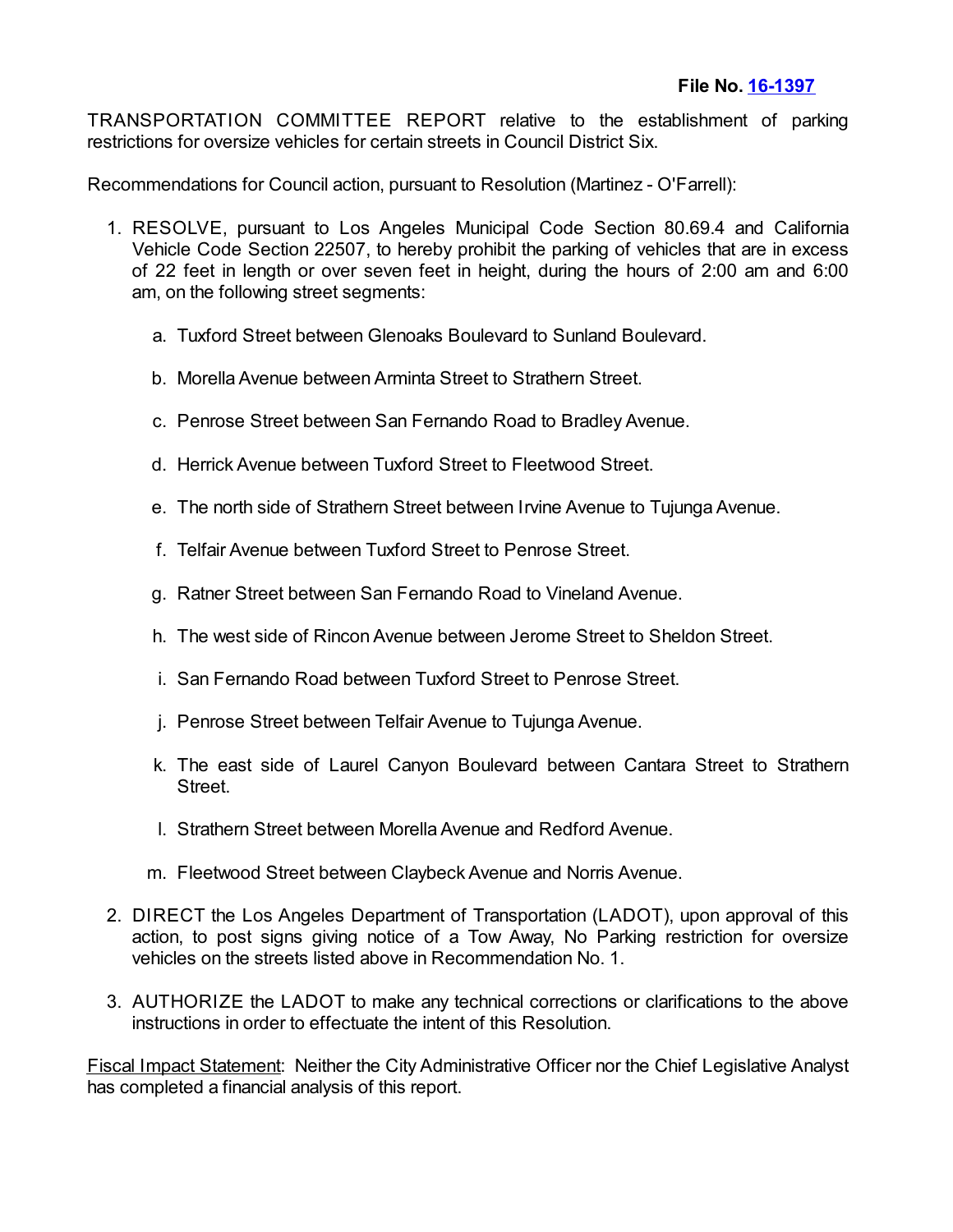**File No. [16-1397]**

TRANSPORTATION COMMITTEE REPORT relative to the establishment of parking restrictions for oversize vehicles for certain streets in Council District Six.

Recommendations for Council action, pursuant to Resolution (Martinez - O'Farrell):

1. RESOLVE, pursuant to Los Angeles Municipal Code Section 80.69.4 and California Vehicle Code Section 22507, to hereby prohibit the parking of vehicles that are in excess of 22 feet in length or over seven feet in height, during the hours of 2:00 am and 6:00 am, on the following street segments:

   a. Tuxford Street between Glenoaks Boulevard to Sunland Boulevard.

   b. Morella Avenue between Arminta Street to Strathern Street.

   c. Penrose Street between San Fernando Road to Bradley Avenue.

   d. Herrick Avenue between Tuxford Street to Fleetwood Street.

   e. The north side of Strathern Street between Irvine Avenue to Tujunga Avenue.

   f. Telfair Avenue between Tuxford Street to Penrose Street.

   g. Ratner Street between San Fernando Road to Vineland Avenue.

   h. The west side of Rincon Avenue between Jerome Street to Sheldon Street.

   i. San Fernando Road between Tuxford Street to Penrose Street.

   j. Penrose Street between Telfair Avenue to Tujunga Avenue.

   k. The east side of Laurel Canyon Boulevard between Cantara Street to Strathern Street.

   l. Strathern Street between Morella Avenue and Redford Avenue.

   m. Fleetwood Street between Claybeck Avenue and Norris Avenue.

2. DIRECT the Los Angeles Department of Transportation (LADOT), upon approval of this action, to post signs giving notice of a Tow Away, No Parking restriction for oversize vehicles on the streets listed above in Recommendation No. 1.

3. AUTHORIZE the LADOT to make any technical corrections or clarifications to the above instructions in order to effectuate the intent of this Resolution.

Fiscal Impact Statement: Neither the City Administrative Officer nor the Chief Legislative Analyst has completed a financial analysis of this report.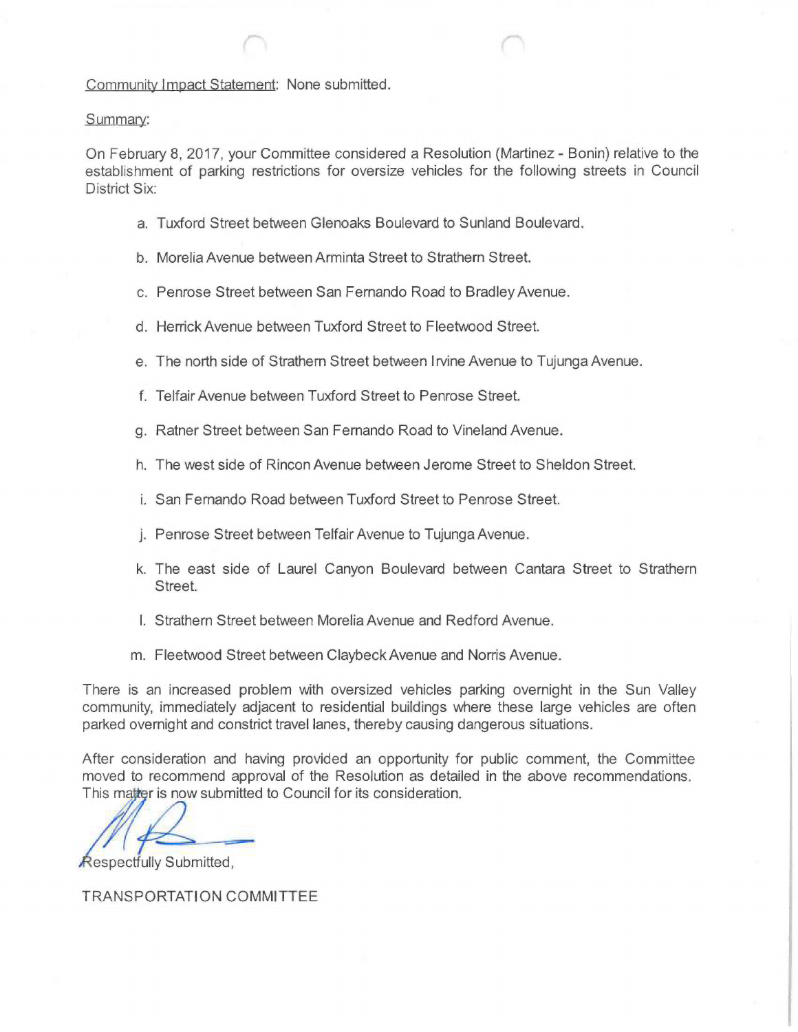Community Impact Statement: None submitted.

Summary:

On February 8, 2017, your Committee considered a Resolution (Martinez - Bonin) relative to the establishment of parking restrictions for oversize vehicles for the following streets in Council District Six:

a. Tuxford Street between Glenoaks Boulevard to Sunland Boulevard.

b. Morelia Avenue between Arminta Street to Strathern Street.

c. Penrose Street between San Fernando Road to Bradley Avenue.

d. Herrick Avenue between Tuxford Street to Fleetwood Street.

e. The north side of Strathern Street between Irvine Avenue to Tujunga Avenue.

f. Telfair Avenue between Tuxford Street to Penrose Street.

g. Ratner Street between San Fernando Road to Vineland Avenue.

h. The west side of Rincon Avenue between Jerome Street to Sheldon Street.

i. San Fernando Road between Tuxford Street to Penrose Street.

j. Penrose Street between Telfair Avenue to Tujunga Avenue.

k. The east side of Laurel Canyon Boulevard between Cantara Street to Strathern Street.

l. Strathern Street between Morelia Avenue and Redford Avenue.

m. Fleetwood Street between Claybeck Avenue and Norris Avenue.

There is an increased problem with oversized vehicles parking overnight in the Sun Valley community, immediately adjacent to residential buildings where these large vehicles are often parked overnight and constrict travel lanes, thereby causing dangerous situations.

After consideration and having provided an opportunity for public comment, the Committee moved to recommend approval of the Resolution as detailed in the above recommendations. This matter is now submitted to Council for its consideration.

Respectfully Submitted,

TRANSPORTATION COMMITTEE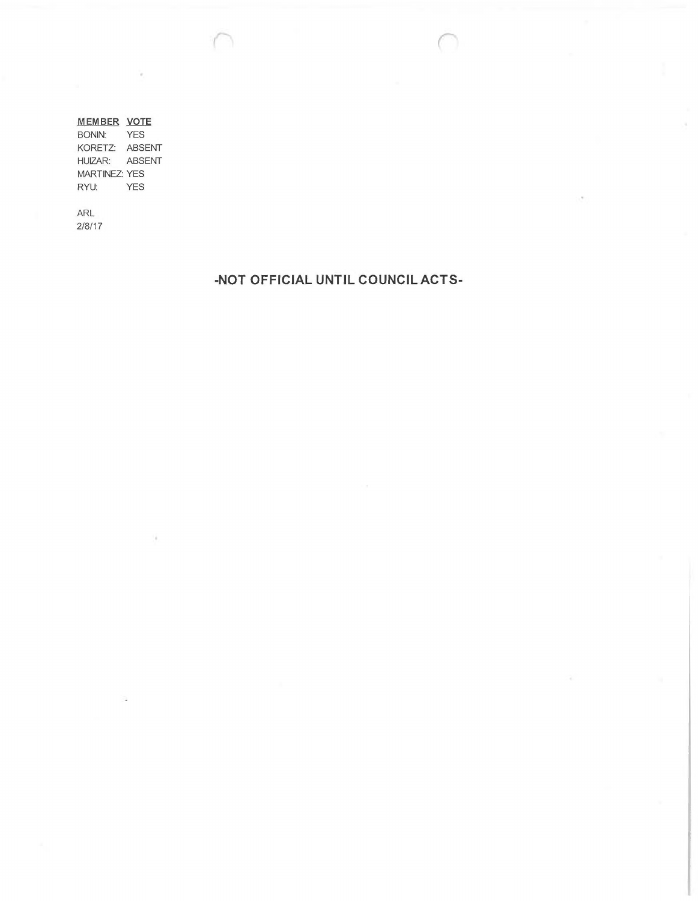| MEMBER | VOTE |
| --- | --- |
| BONIN: | YES |
| KORETZ: | ABSENT |
| HUIZAR: | ABSENT |
| MARTINEZ: | YES |
| RYU: | YES |

ARL
2/8/17

**-NOT OFFICIAL UNTIL COUNCIL ACTS-**